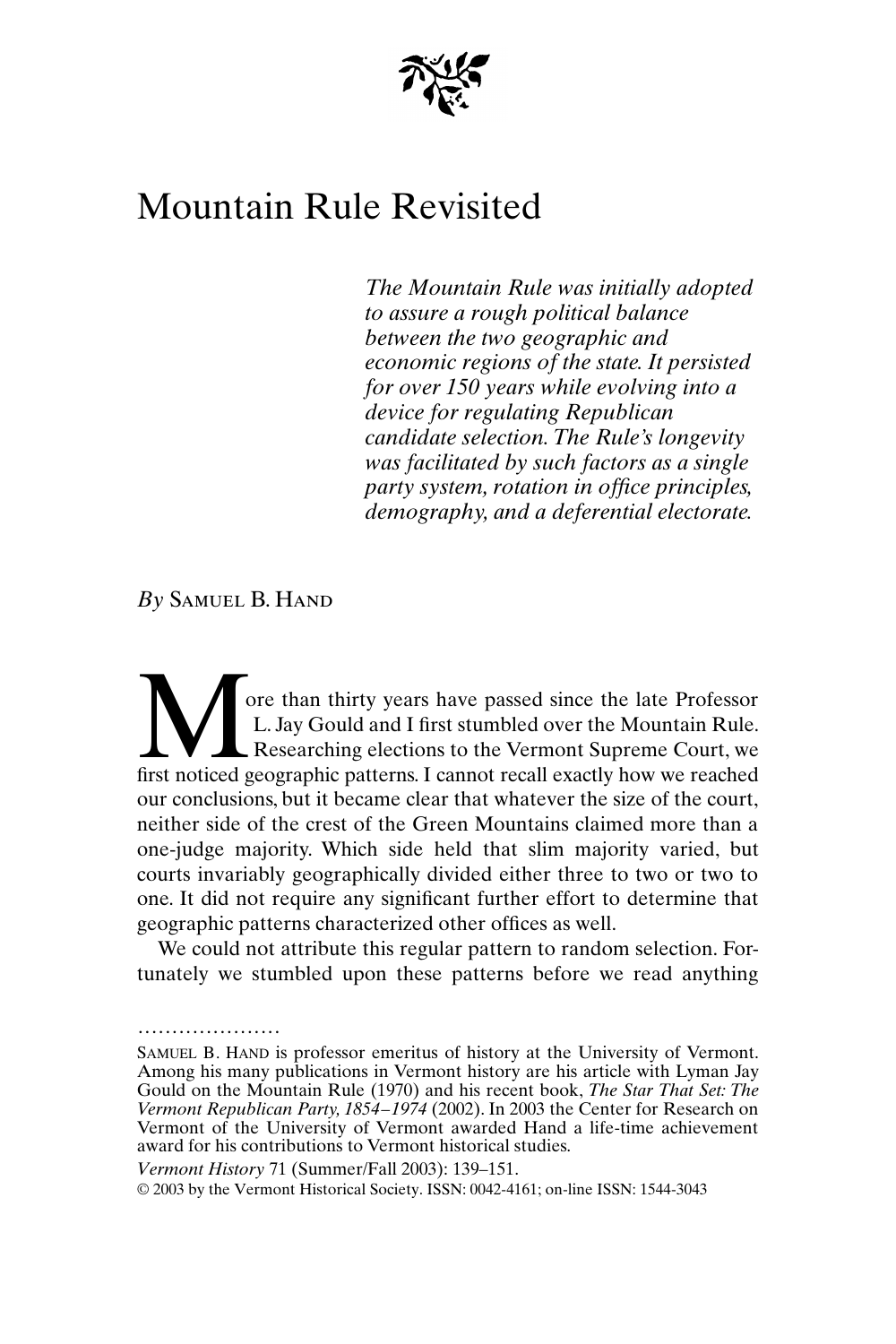# Mountain Rule Revisited

*The Mountain Rule was initially adopted to assure a rough political balance between the two geographic and economic regions of the state. It persisted for over 150 years while evolving into a device for regulating Republican candidate selection. The Rule's longevity was facilitated by such factors as a single party system, rotation in office principles, demography, and a deferential electorate.*

*By* Samuel B. Hand

More than thirty years have passed since the late Professor L. Jay Gould and I first stumbled over the Mountain Rule. Researching elections to the Vermont Supreme Court, we first noticed geographic patterns. I cannot recall exactly how we reached our conclusions, but it became clear that whatever the size of the court, neither side of the crest of the Green Mountains claimed more than a one-judge majority. Which side held that slim majority varied, but courts invariably geographically divided either three to two or two to one. It did not require any significant further effort to determine that geographic patterns characterized other offices as well.

We could not attribute this regular pattern to random selection. Fortunately we stumbled upon these patterns before we read anything

.....................

Samuel B. Hand is professor emeritus of history at the University of Vermont. Among his many publications in Vermont history are his article with Lyman Jay Gould on the Mountain Rule (1970) and his recent book, *The Star That Set: The Vermont Republican Party, 1854–1974* (2002). In 2003 the Center for Research on Vermont of the University of Vermont awarded Hand a life-time achievement award for his contributions to Vermont historical studies.

*Vermont History* 71 (Summer/Fall 2003): 139–151.

© 2003 by the Vermont Historical Society. ISSN: 0042-4161; on-line ISSN: 1544-3043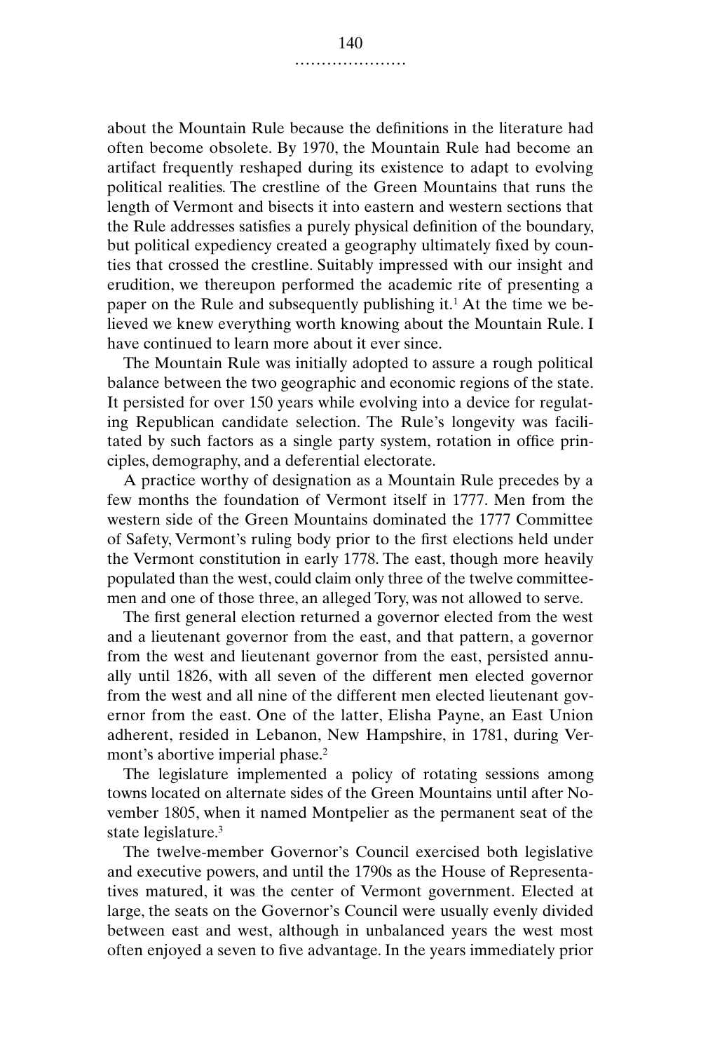about the Mountain Rule because the definitions in the literature had often become obsolete. By 1970, the Mountain Rule had become an artifact frequently reshaped during its existence to adapt to evolving political realities. The crestline of the Green Mountains that runs the length of Vermont and bisects it into eastern and western sections that the Rule addresses satisfies a purely physical definition of the boundary, but political expediency created a geography ultimately fixed by counties that crossed the crestline. Suitably impressed with our insight and erudition, we thereupon performed the academic rite of presenting a paper on the Rule and subsequently publishing it.[1] At the time we believed we knew everything worth knowing about the Mountain Rule. I have continued to learn more about it ever since.

The Mountain Rule was initially adopted to assure a rough political balance between the two geographic and economic regions of the state. It persisted for over 150 years while evolving into a device for regulating Republican candidate selection. The Rule's longevity was facilitated by such factors as a single party system, rotation in office principles, demography, and a deferential electorate.

A practice worthy of designation as a Mountain Rule precedes by a few months the foundation of Vermont itself in 1777. Men from the western side of the Green Mountains dominated the 1777 Committee of Safety, Vermont's ruling body prior to the first elections held under the Vermont constitution in early 1778. The east, though more heavily populated than the west, could claim only three of the twelve committeemen and one of those three, an alleged Tory, was not allowed to serve.

The first general election returned a governor elected from the west and a lieutenant governor from the east, and that pattern, a governor from the west and lieutenant governor from the east, persisted annually until 1826, with all seven of the different men elected governor from the west and all nine of the different men elected lieutenant governor from the east. One of the latter, Elisha Payne, an East Union adherent, resided in Lebanon, New Hampshire, in 1781, during Vermont's abortive imperial phase.[2]

The legislature implemented a policy of rotating sessions among towns located on alternate sides of the Green Mountains until after November 1805, when it named Montpelier as the permanent seat of the state legislature.[3]

The twelve-member Governor's Council exercised both legislative and executive powers, and until the 1790s as the House of Representatives matured, it was the center of Vermont government. Elected at large, the seats on the Governor's Council were usually evenly divided between east and west, although in unbalanced years the west most often enjoyed a seven to five advantage. In the years immediately prior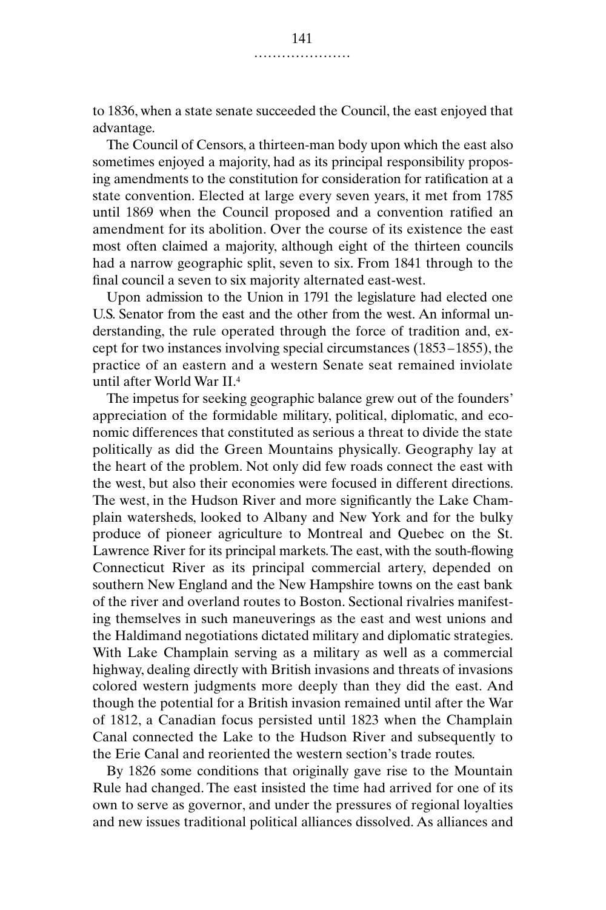to 1836, when a state senate succeeded the Council, the east enjoyed that advantage.

The Council of Censors, a thirteen-man body upon which the east also sometimes enjoyed a majority, had as its principal responsibility proposing amendments to the constitution for consideration for ratification at a state convention. Elected at large every seven years, it met from 1785 until 1869 when the Council proposed and a convention ratified an amendment for its abolition. Over the course of its existence the east most often claimed a majority, although eight of the thirteen councils had a narrow geographic split, seven to six. From 1841 through to the final council a seven to six majority alternated east-west.

Upon admission to the Union in 1791 the legislature had elected one U.S. Senator from the east and the other from the west. An informal understanding, the rule operated through the force of tradition and, except for two instances involving special circumstances (1853–1855), the practice of an eastern and a western Senate seat remained inviolate until after World War II.[4]

The impetus for seeking geographic balance grew out of the founders' appreciation of the formidable military, political, diplomatic, and economic differences that constituted as serious a threat to divide the state politically as did the Green Mountains physically. Geography lay at the heart of the problem. Not only did few roads connect the east with the west, but also their economies were focused in different directions. The west, in the Hudson River and more significantly the Lake Champlain watersheds, looked to Albany and New York and for the bulky produce of pioneer agriculture to Montreal and Quebec on the St. Lawrence River for its principal markets. The east, with the south-flowing Connecticut River as its principal commercial artery, depended on southern New England and the New Hampshire towns on the east bank of the river and overland routes to Boston. Sectional rivalries manifesting themselves in such maneuverings as the east and west unions and the Haldimand negotiations dictated military and diplomatic strategies. With Lake Champlain serving as a military as well as a commercial highway, dealing directly with British invasions and threats of invasions colored western judgments more deeply than they did the east. And though the potential for a British invasion remained until after the War of 1812, a Canadian focus persisted until 1823 when the Champlain Canal connected the Lake to the Hudson River and subsequently to the Erie Canal and reoriented the western section's trade routes.

By 1826 some conditions that originally gave rise to the Mountain Rule had changed. The east insisted the time had arrived for one of its own to serve as governor, and under the pressures of regional loyalties and new issues traditional political alliances dissolved. As alliances and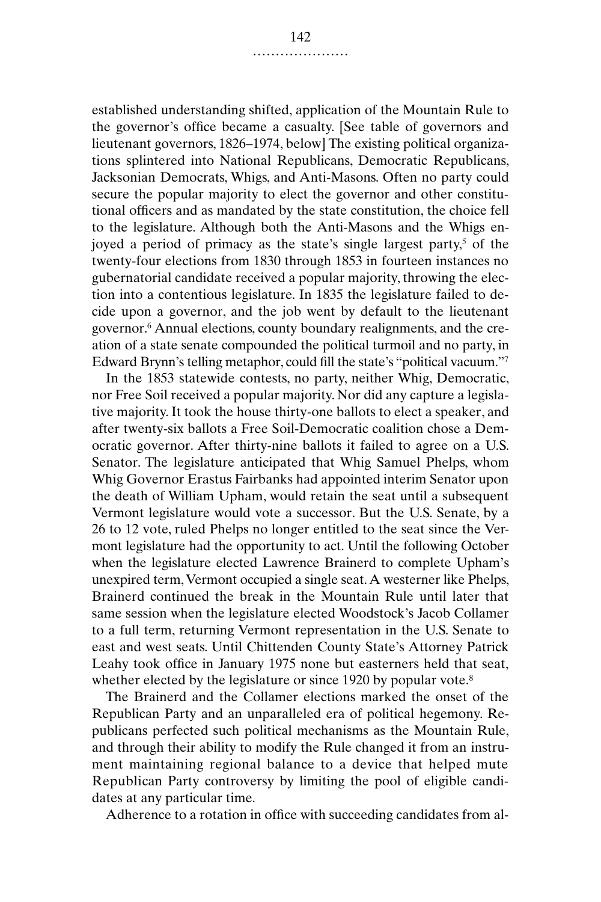established understanding shifted, application of the Mountain Rule to the governor's office became a casualty. [See table of governors and lieutenant governors, 1826–1974, below] The existing political organizations splintered into National Republicans, Democratic Republicans, Jacksonian Democrats, Whigs, and Anti-Masons. Often no party could secure the popular majority to elect the governor and other constitutional officers and as mandated by the state constitution, the choice fell to the legislature. Although both the Anti-Masons and the Whigs enjoyed a period of primacy as the state's single largest party,[5] of the twenty-four elections from 1830 through 1853 in fourteen instances no gubernatorial candidate received a popular majority, throwing the election into a contentious legislature. In 1835 the legislature failed to decide upon a governor, and the job went by default to the lieutenant governor.[6] Annual elections, county boundary realignments, and the creation of a state senate compounded the political turmoil and no party, in Edward Brynn's telling metaphor, could fill the state's "political vacuum."[7]

In the 1853 statewide contests, no party, neither Whig, Democratic, nor Free Soil received a popular majority. Nor did any capture a legislative majority. It took the house thirty-one ballots to elect a speaker, and after twenty-six ballots a Free Soil-Democratic coalition chose a Democratic governor. After thirty-nine ballots it failed to agree on a U.S. Senator. The legislature anticipated that Whig Samuel Phelps, whom Whig Governor Erastus Fairbanks had appointed interim Senator upon the death of William Upham, would retain the seat until a subsequent Vermont legislature would vote a successor. But the U.S. Senate, by a 26 to 12 vote, ruled Phelps no longer entitled to the seat since the Vermont legislature had the opportunity to act. Until the following October when the legislature elected Lawrence Brainerd to complete Upham's unexpired term, Vermont occupied a single seat. A westerner like Phelps, Brainerd continued the break in the Mountain Rule until later that same session when the legislature elected Woodstock's Jacob Collamer to a full term, returning Vermont representation in the U.S. Senate to east and west seats. Until Chittenden County State's Attorney Patrick Leahy took office in January 1975 none but easterners held that seat, whether elected by the legislature or since 1920 by popular vote.[8]

The Brainerd and the Collamer elections marked the onset of the Republican Party and an unparalleled era of political hegemony. Republicans perfected such political mechanisms as the Mountain Rule, and through their ability to modify the Rule changed it from an instrument maintaining regional balance to a device that helped mute Republican Party controversy by limiting the pool of eligible candidates at any particular time.

Adherence to a rotation in office with succeeding candidates from al-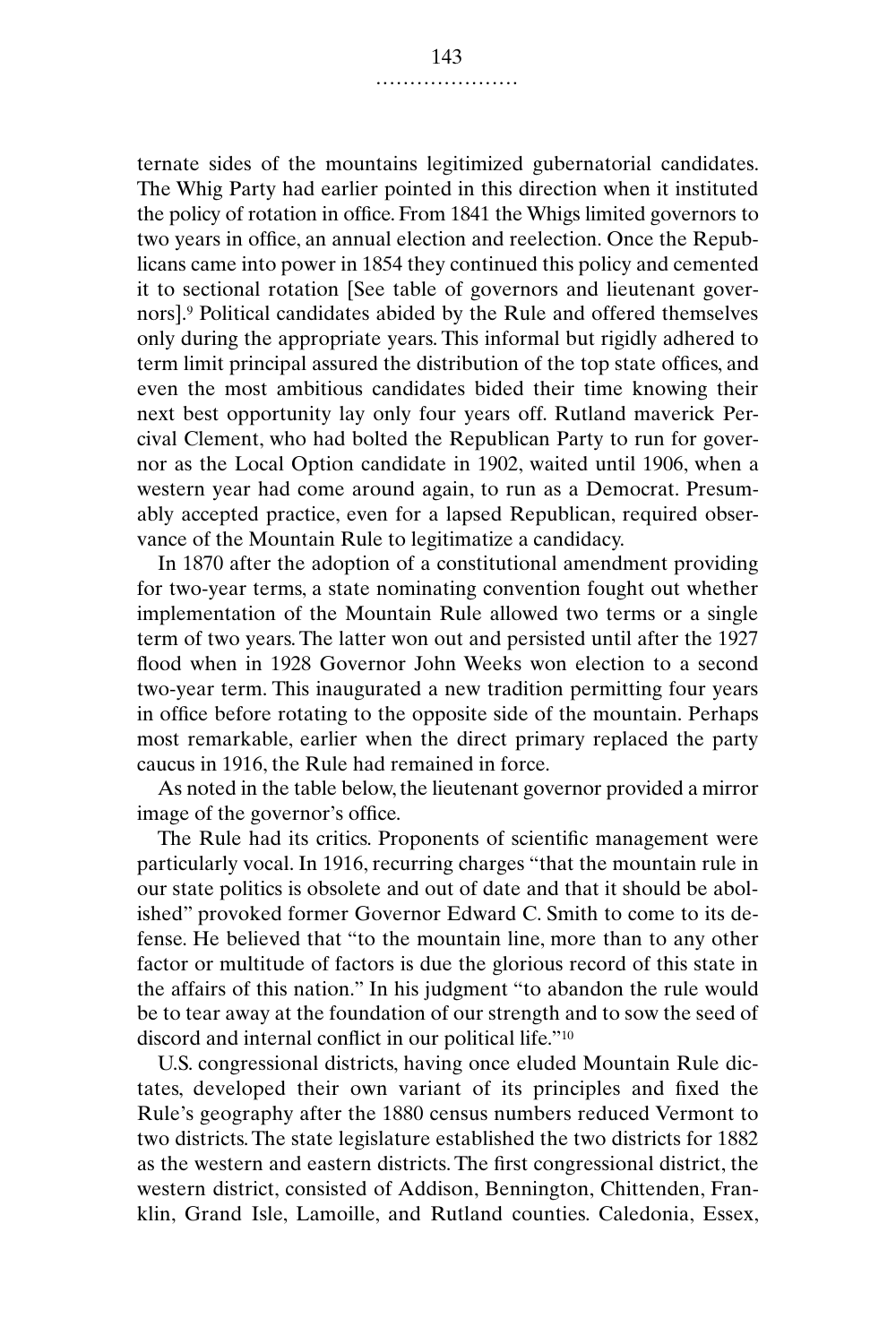ternate sides of the mountains legitimized gubernatorial candidates. The Whig Party had earlier pointed in this direction when it instituted the policy of rotation in office. From 1841 the Whigs limited governors to two years in office, an annual election and reelection. Once the Republicans came into power in 1854 they continued this policy and cemented it to sectional rotation [See table of governors and lieutenant governors].[9] Political candidates abided by the Rule and offered themselves only during the appropriate years. This informal but rigidly adhered to term limit principal assured the distribution of the top state offices, and even the most ambitious candidates bided their time knowing their next best opportunity lay only four years off. Rutland maverick Percival Clement, who had bolted the Republican Party to run for governor as the Local Option candidate in 1902, waited until 1906, when a western year had come around again, to run as a Democrat. Presumably accepted practice, even for a lapsed Republican, required observance of the Mountain Rule to legitimatize a candidacy.

In 1870 after the adoption of a constitutional amendment providing for two-year terms, a state nominating convention fought out whether implementation of the Mountain Rule allowed two terms or a single term of two years. The latter won out and persisted until after the 1927 flood when in 1928 Governor John Weeks won election to a second two-year term. This inaugurated a new tradition permitting four years in office before rotating to the opposite side of the mountain. Perhaps most remarkable, earlier when the direct primary replaced the party caucus in 1916, the Rule had remained in force.

As noted in the table below, the lieutenant governor provided a mirror image of the governor's office.

The Rule had its critics. Proponents of scientific management were particularly vocal. In 1916, recurring charges "that the mountain rule in our state politics is obsolete and out of date and that it should be abolished" provoked former Governor Edward C. Smith to come to its defense. He believed that "to the mountain line, more than to any other factor or multitude of factors is due the glorious record of this state in the affairs of this nation." In his judgment "to abandon the rule would be to tear away at the foundation of our strength and to sow the seed of discord and internal conflict in our political life."[10]

U.S. congressional districts, having once eluded Mountain Rule dictates, developed their own variant of its principles and fixed the Rule's geography after the 1880 census numbers reduced Vermont to two districts. The state legislature established the two districts for 1882 as the western and eastern districts. The first congressional district, the western district, consisted of Addison, Bennington, Chittenden, Franklin, Grand Isle, Lamoille, and Rutland counties. Caledonia, Essex,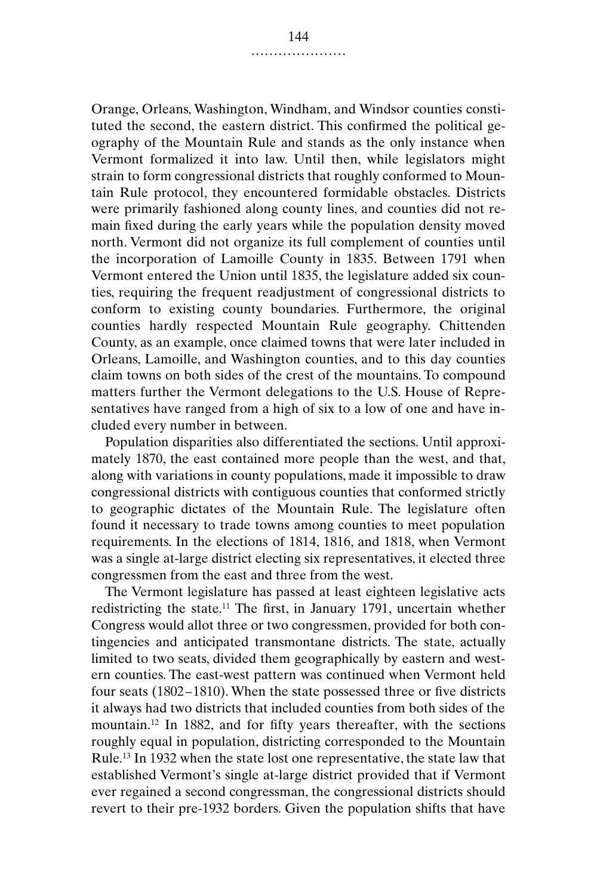Orange, Orleans, Washington, Windham, and Windsor counties constituted the second, the eastern district. This confirmed the political geography of the Mountain Rule and stands as the only instance when Vermont formalized it into law. Until then, while legislators might strain to form congressional districts that roughly conformed to Mountain Rule protocol, they encountered formidable obstacles. Districts were primarily fashioned along county lines, and counties did not remain fixed during the early years while the population density moved north. Vermont did not organize its full complement of counties until the incorporation of Lamoille County in 1835. Between 1791 when Vermont entered the Union until 1835, the legislature added six counties, requiring the frequent readjustment of congressional districts to conform to existing county boundaries. Furthermore, the original counties hardly respected Mountain Rule geography. Chittenden County, as an example, once claimed towns that were later included in Orleans, Lamoille, and Washington counties, and to this day counties claim towns on both sides of the crest of the mountains. To compound matters further the Vermont delegations to the U.S. House of Representatives have ranged from a high of six to a low of one and have included every number in between.

Population disparities also differentiated the sections. Until approximately 1870, the east contained more people than the west, and that, along with variations in county populations, made it impossible to draw congressional districts with contiguous counties that conformed strictly to geographic dictates of the Mountain Rule. The legislature often found it necessary to trade towns among counties to meet population requirements. In the elections of 1814, 1816, and 1818, when Vermont was a single at-large district electing six representatives, it elected three congressmen from the east and three from the west.

The Vermont legislature has passed at least eighteen legislative acts redistricting the state.[11] The first, in January 1791, uncertain whether Congress would allot three or two congressmen, provided for both contingencies and anticipated transmontane districts. The state, actually limited to two seats, divided them geographically by eastern and western counties. The east-west pattern was continued when Vermont held four seats (1802–1810). When the state possessed three or five districts it always had two districts that included counties from both sides of the mountain.[12] In 1882, and for fifty years thereafter, with the sections roughly equal in population, districting corresponded to the Mountain Rule.[13] In 1932 when the state lost one representative, the state law that established Vermont's single at-large district provided that if Vermont ever regained a second congressman, the congressional districts should revert to their pre-1932 borders. Given the population shifts that have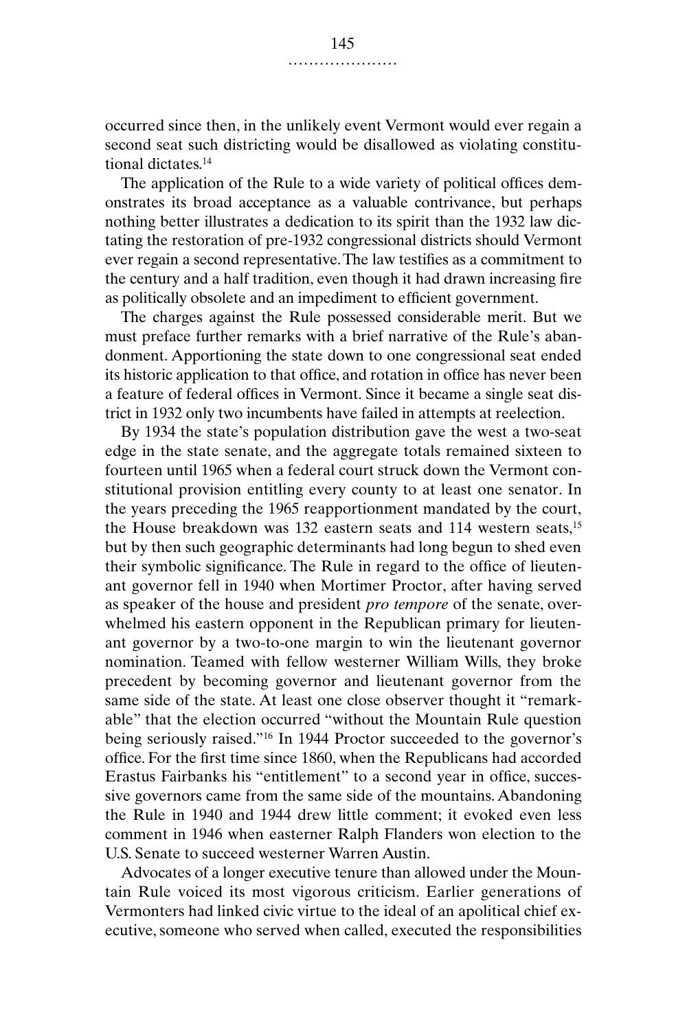occurred since then, in the unlikely event Vermont would ever regain a second seat such districting would be disallowed as violating constitutional dictates.[14]

The application of the Rule to a wide variety of political offices demonstrates its broad acceptance as a valuable contrivance, but perhaps nothing better illustrates a dedication to its spirit than the 1932 law dictating the restoration of pre-1932 congressional districts should Vermont ever regain a second representative. The law testifies as a commitment to the century and a half tradition, even though it had drawn increasing fire as politically obsolete and an impediment to efficient government.

The charges against the Rule possessed considerable merit. But we must preface further remarks with a brief narrative of the Rule's abandonment. Apportioning the state down to one congressional seat ended its historic application to that office, and rotation in office has never been a feature of federal offices in Vermont. Since it became a single seat district in 1932 only two incumbents have failed in attempts at reelection.

By 1934 the state's population distribution gave the west a two-seat edge in the state senate, and the aggregate totals remained sixteen to fourteen until 1965 when a federal court struck down the Vermont constitutional provision entitling every county to at least one senator. In the years preceding the 1965 reapportionment mandated by the court, the House breakdown was 132 eastern seats and 114 western seats,[15] but by then such geographic determinants had long begun to shed even their symbolic significance. The Rule in regard to the office of lieutenant governor fell in 1940 when Mortimer Proctor, after having served as speaker of the house and president *pro tempore* of the senate, overwhelmed his eastern opponent in the Republican primary for lieutenant governor by a two-to-one margin to win the lieutenant governor nomination. Teamed with fellow westerner William Wills, they broke precedent by becoming governor and lieutenant governor from the same side of the state. At least one close observer thought it "remarkable" that the election occurred "without the Mountain Rule question being seriously raised."[16] In 1944 Proctor succeeded to the governor's office. For the first time since 1860, when the Republicans had accorded Erastus Fairbanks his "entitlement" to a second year in office, successive governors came from the same side of the mountains. Abandoning the Rule in 1940 and 1944 drew little comment; it evoked even less comment in 1946 when easterner Ralph Flanders won election to the U.S. Senate to succeed westerner Warren Austin.

Advocates of a longer executive tenure than allowed under the Mountain Rule voiced its most vigorous criticism. Earlier generations of Vermonters had linked civic virtue to the ideal of an apolitical chief executive, someone who served when called, executed the responsibilities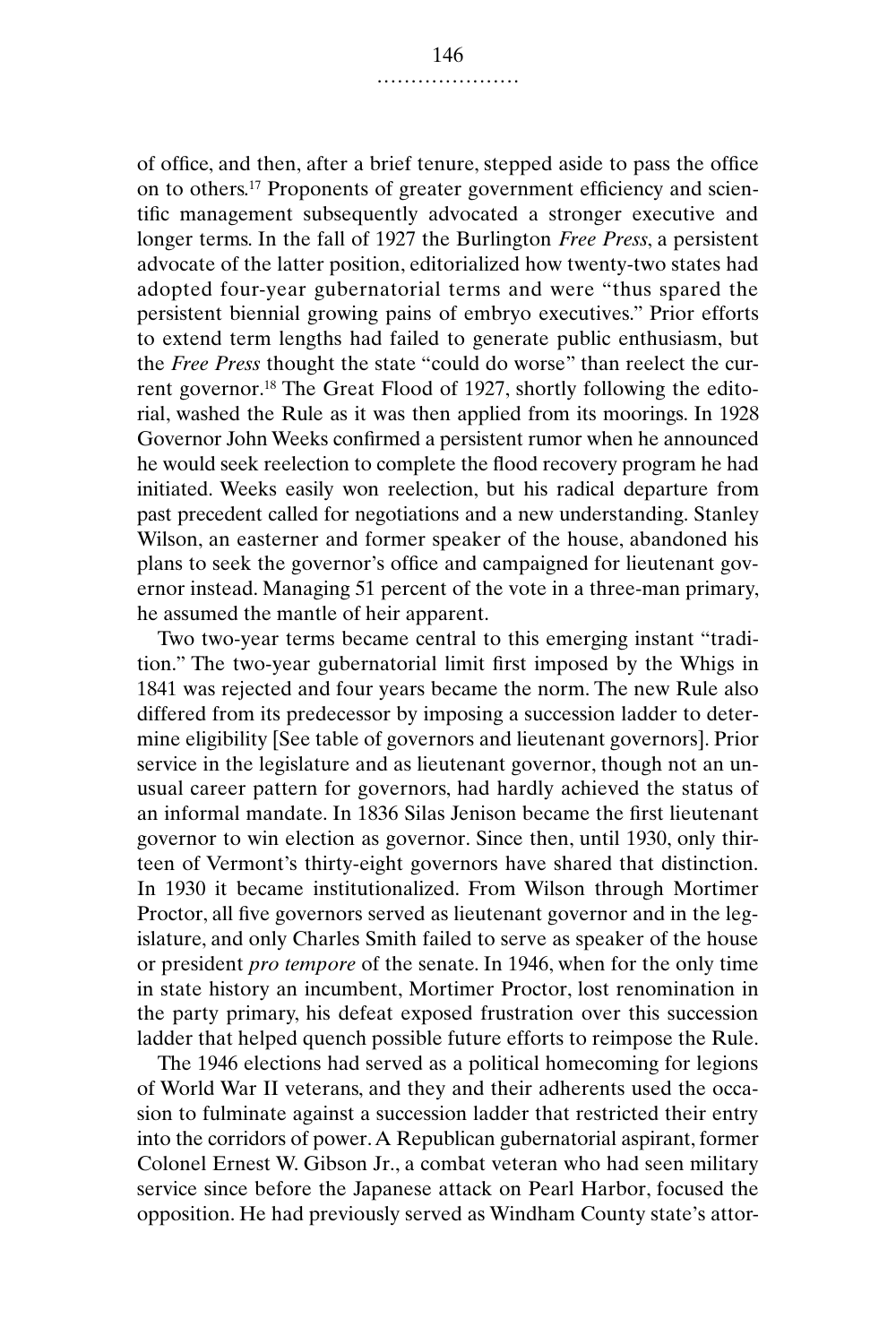of office, and then, after a brief tenure, stepped aside to pass the office on to others.[17] Proponents of greater government efficiency and scientific management subsequently advocated a stronger executive and longer terms. In the fall of 1927 the Burlington *Free Press*, a persistent advocate of the latter position, editorialized how twenty-two states had adopted four-year gubernatorial terms and were "thus spared the persistent biennial growing pains of embryo executives." Prior efforts to extend term lengths had failed to generate public enthusiasm, but the *Free Press* thought the state "could do worse" than reelect the current governor.[18] The Great Flood of 1927, shortly following the editorial, washed the Rule as it was then applied from its moorings. In 1928 Governor John Weeks confirmed a persistent rumor when he announced he would seek reelection to complete the flood recovery program he had initiated. Weeks easily won reelection, but his radical departure from past precedent called for negotiations and a new understanding. Stanley Wilson, an easterner and former speaker of the house, abandoned his plans to seek the governor's office and campaigned for lieutenant governor instead. Managing 51 percent of the vote in a three-man primary, he assumed the mantle of heir apparent.

Two two-year terms became central to this emerging instant "tradition." The two-year gubernatorial limit first imposed by the Whigs in 1841 was rejected and four years became the norm. The new Rule also differed from its predecessor by imposing a succession ladder to determine eligibility [See table of governors and lieutenant governors]. Prior service in the legislature and as lieutenant governor, though not an unusual career pattern for governors, had hardly achieved the status of an informal mandate. In 1836 Silas Jenison became the first lieutenant governor to win election as governor. Since then, until 1930, only thirteen of Vermont's thirty-eight governors have shared that distinction. In 1930 it became institutionalized. From Wilson through Mortimer Proctor, all five governors served as lieutenant governor and in the legislature, and only Charles Smith failed to serve as speaker of the house or president *pro tempore* of the senate. In 1946, when for the only time in state history an incumbent, Mortimer Proctor, lost renomination in the party primary, his defeat exposed frustration over this succession ladder that helped quench possible future efforts to reimpose the Rule.

The 1946 elections had served as a political homecoming for legions of World War II veterans, and they and their adherents used the occasion to fulminate against a succession ladder that restricted their entry into the corridors of power. A Republican gubernatorial aspirant, former Colonel Ernest W. Gibson Jr., a combat veteran who had seen military service since before the Japanese attack on Pearl Harbor, focused the opposition. He had previously served as Windham County state's attor-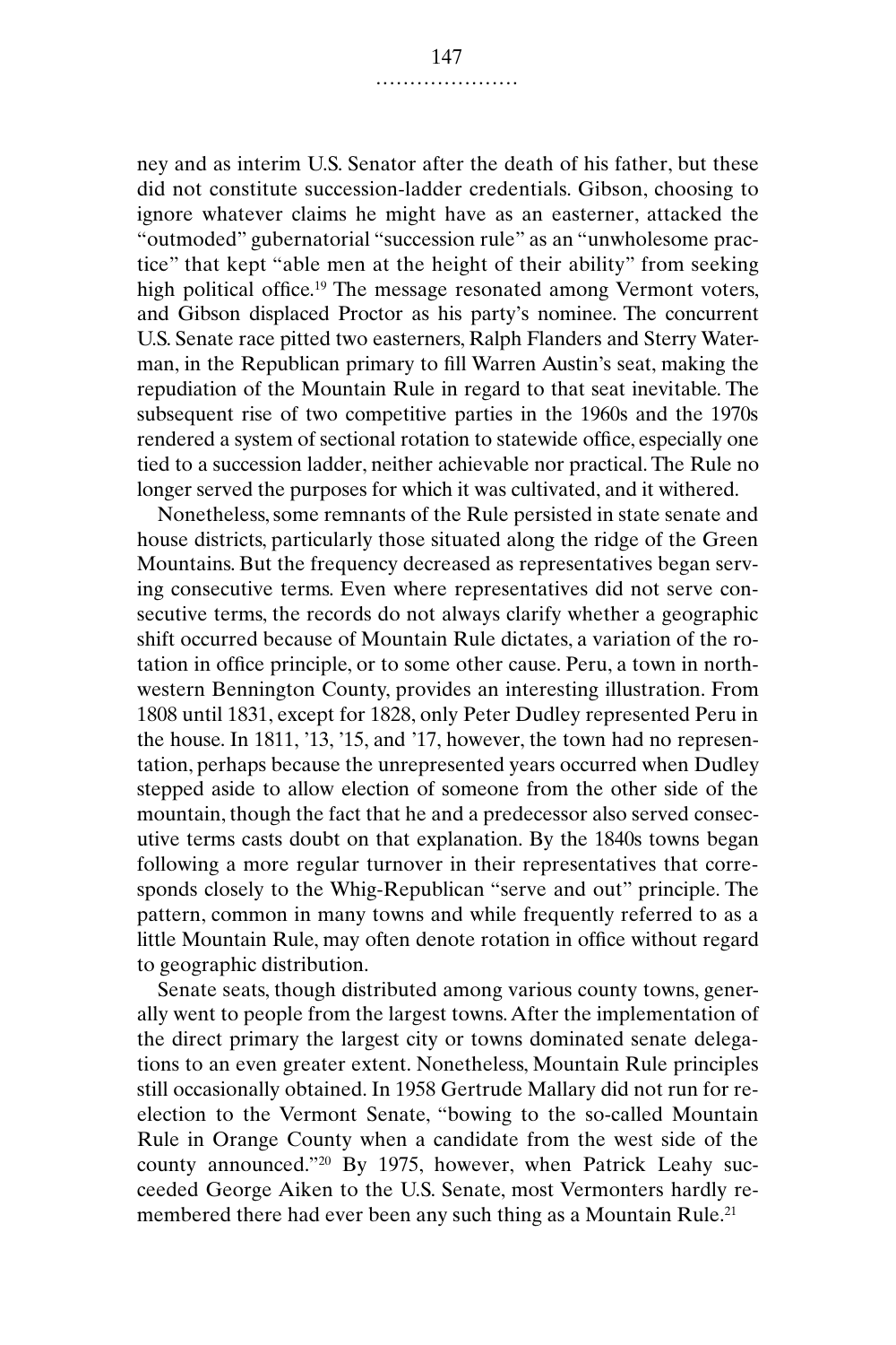ney and as interim U.S. Senator after the death of his father, but these did not constitute succession-ladder credentials. Gibson, choosing to ignore whatever claims he might have as an easterner, attacked the "outmoded" gubernatorial "succession rule" as an "unwholesome practice" that kept "able men at the height of their ability" from seeking high political office.[19] The message resonated among Vermont voters, and Gibson displaced Proctor as his party's nominee. The concurrent U.S. Senate race pitted two easterners, Ralph Flanders and Sterry Waterman, in the Republican primary to fill Warren Austin's seat, making the repudiation of the Mountain Rule in regard to that seat inevitable. The subsequent rise of two competitive parties in the 1960s and the 1970s rendered a system of sectional rotation to statewide office, especially one tied to a succession ladder, neither achievable nor practical. The Rule no longer served the purposes for which it was cultivated, and it withered.

Nonetheless, some remnants of the Rule persisted in state senate and house districts, particularly those situated along the ridge of the Green Mountains. But the frequency decreased as representatives began serving consecutive terms. Even where representatives did not serve consecutive terms, the records do not always clarify whether a geographic shift occurred because of Mountain Rule dictates, a variation of the rotation in office principle, or to some other cause. Peru, a town in northwestern Bennington County, provides an interesting illustration. From 1808 until 1831, except for 1828, only Peter Dudley represented Peru in the house. In 1811, '13, '15, and '17, however, the town had no representation, perhaps because the unrepresented years occurred when Dudley stepped aside to allow election of someone from the other side of the mountain, though the fact that he and a predecessor also served consecutive terms casts doubt on that explanation. By the 1840s towns began following a more regular turnover in their representatives that corresponds closely to the Whig-Republican "serve and out" principle. The pattern, common in many towns and while frequently referred to as a little Mountain Rule, may often denote rotation in office without regard to geographic distribution.

Senate seats, though distributed among various county towns, generally went to people from the largest towns. After the implementation of the direct primary the largest city or towns dominated senate delegations to an even greater extent. Nonetheless, Mountain Rule principles still occasionally obtained. In 1958 Gertrude Mallary did not run for reelection to the Vermont Senate, "bowing to the so-called Mountain Rule in Orange County when a candidate from the west side of the county announced."[20] By 1975, however, when Patrick Leahy succeeded George Aiken to the U.S. Senate, most Vermonters hardly remembered there had ever been any such thing as a Mountain Rule.[21]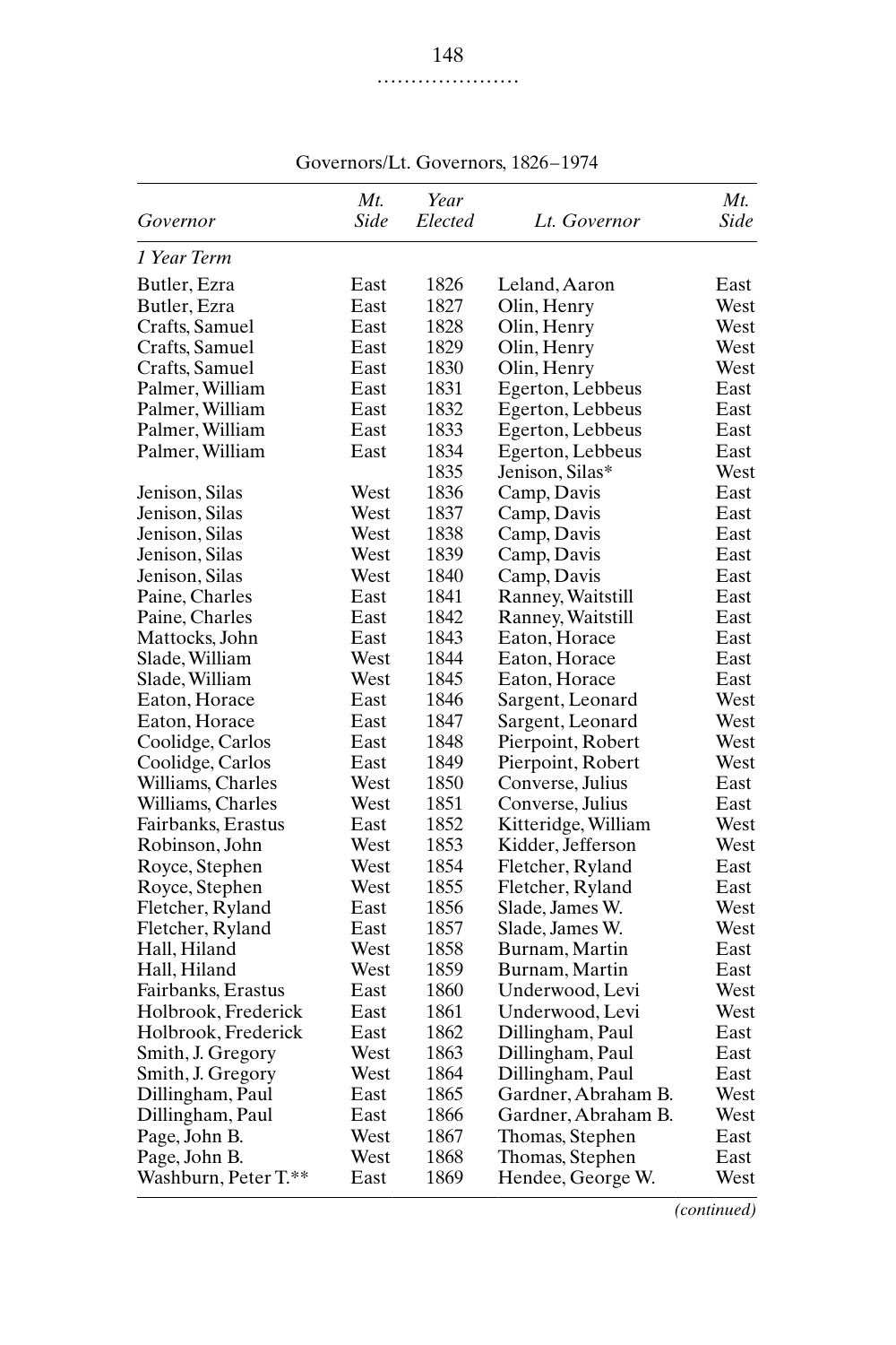Governors/Lt. Governors, 1826–1974

| *Governor* | *Mt. Side* | *Year Elected* | *Lt. Governor* | *Mt. Side* |
|---|---|---|---|---|
| *1 Year Term* | | | | |
| Butler, Ezra | East | 1826 | Leland, Aaron | East |
| Butler, Ezra | East | 1827 | Olin, Henry | West |
| Crafts, Samuel | East | 1828 | Olin, Henry | West |
| Crafts, Samuel | East | 1829 | Olin, Henry | West |
| Crafts, Samuel | East | 1830 | Olin, Henry | West |
| Palmer, William | East | 1831 | Egerton, Lebbeus | East |
| Palmer, William | East | 1832 | Egerton, Lebbeus | East |
| Palmer, William | East | 1833 | Egerton, Lebbeus | East |
| Palmer, William | East | 1834 | Egerton, Lebbeus | East |
| | | 1835 | Jenison, Silas* | West |
| Jenison, Silas | West | 1836 | Camp, Davis | East |
| Jenison, Silas | West | 1837 | Camp, Davis | East |
| Jenison, Silas | West | 1838 | Camp, Davis | East |
| Jenison, Silas | West | 1839 | Camp, Davis | East |
| Jenison, Silas | West | 1840 | Camp, Davis | East |
| Paine, Charles | East | 1841 | Ranney, Waitstill | East |
| Paine, Charles | East | 1842 | Ranney, Waitstill | East |
| Mattocks, John | East | 1843 | Eaton, Horace | East |
| Slade, William | West | 1844 | Eaton, Horace | East |
| Slade, William | West | 1845 | Eaton, Horace | East |
| Eaton, Horace | East | 1846 | Sargent, Leonard | West |
| Eaton, Horace | East | 1847 | Sargent, Leonard | West |
| Coolidge, Carlos | East | 1848 | Pierpoint, Robert | West |
| Coolidge, Carlos | East | 1849 | Pierpoint, Robert | West |
| Williams, Charles | West | 1850 | Converse, Julius | East |
| Williams, Charles | West | 1851 | Converse, Julius | East |
| Fairbanks, Erastus | East | 1852 | Kitteridge, William | West |
| Robinson, John | West | 1853 | Kidder, Jefferson | West |
| Royce, Stephen | West | 1854 | Fletcher, Ryland | East |
| Royce, Stephen | West | 1855 | Fletcher, Ryland | East |
| Fletcher, Ryland | East | 1856 | Slade, James W. | West |
| Fletcher, Ryland | East | 1857 | Slade, James W. | West |
| Hall, Hiland | West | 1858 | Burnam, Martin | East |
| Hall, Hiland | West | 1859 | Burnam, Martin | East |
| Fairbanks, Erastus | East | 1860 | Underwood, Levi | West |
| Holbrook, Frederick | East | 1861 | Underwood, Levi | West |
| Holbrook, Frederick | East | 1862 | Dillingham, Paul | East |
| Smith, J. Gregory | West | 1863 | Dillingham, Paul | East |
| Smith, J. Gregory | West | 1864 | Dillingham, Paul | East |
| Dillingham, Paul | East | 1865 | Gardner, Abraham B. | West |
| Dillingham, Paul | East | 1866 | Gardner, Abraham B. | West |
| Page, John B. | West | 1867 | Thomas, Stephen | East |
| Page, John B. | West | 1868 | Thomas, Stephen | East |
| Washburn, Peter T.** | East | 1869 | Hendee, George W. | West |

*(continued)*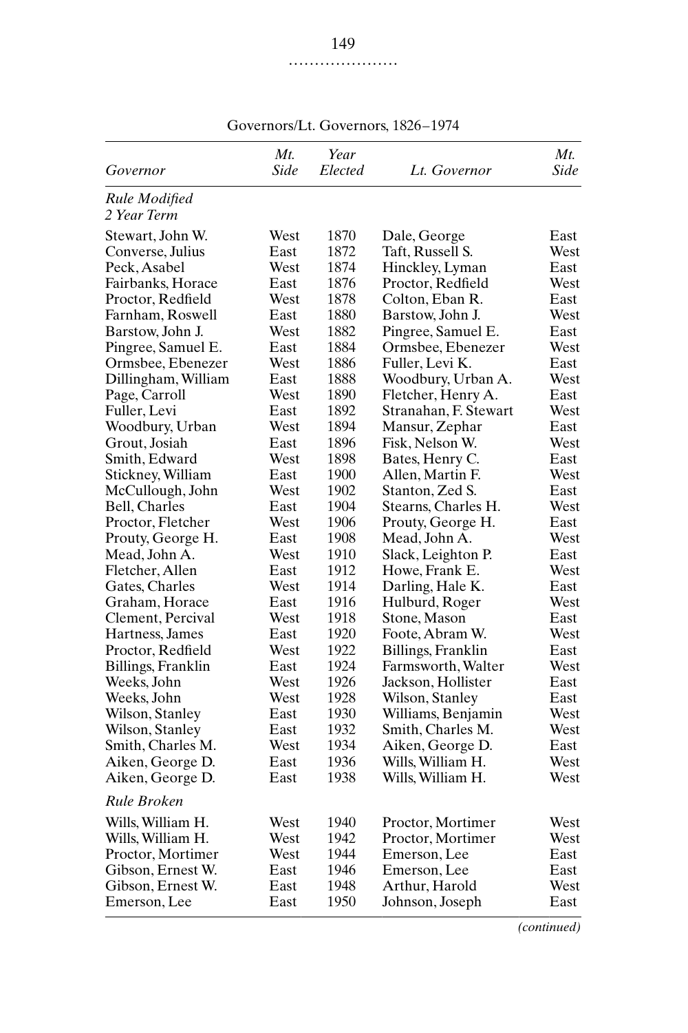Governors/Lt. Governors, 1826–1974

| *Governor* | *Mt. Side* | *Year Elected* | *Lt. Governor* | *Mt. Side* |
|---|---|---|---|---|
| *Rule Modified 2 Year Term* | | | | |
| Stewart, John W. | West | 1870 | Dale, George | East |
| Converse, Julius | East | 1872 | Taft, Russell S. | West |
| Peck, Asabel | West | 1874 | Hinckley, Lyman | East |
| Fairbanks, Horace | East | 1876 | Proctor, Redfield | West |
| Proctor, Redfield | West | 1878 | Colton, Eban R. | East |
| Farnham, Roswell | East | 1880 | Barstow, John J. | West |
| Barstow, John J. | West | 1882 | Pingree, Samuel E. | East |
| Pingree, Samuel E. | East | 1884 | Ormsbee, Ebenezer | West |
| Ormsbee, Ebenezer | West | 1886 | Fuller, Levi K. | East |
| Dillingham, William | East | 1888 | Woodbury, Urban A. | West |
| Page, Carroll | West | 1890 | Fletcher, Henry A. | East |
| Fuller, Levi | East | 1892 | Stranahan, F. Stewart | West |
| Woodbury, Urban | West | 1894 | Mansur, Zephar | East |
| Grout, Josiah | East | 1896 | Fisk, Nelson W. | West |
| Smith, Edward | West | 1898 | Bates, Henry C. | East |
| Stickney, William | East | 1900 | Allen, Martin F. | West |
| McCullough, John | West | 1902 | Stanton, Zed S. | East |
| Bell, Charles | East | 1904 | Stearns, Charles H. | West |
| Proctor, Fletcher | West | 1906 | Prouty, George H. | East |
| Prouty, George H. | East | 1908 | Mead, John A. | West |
| Mead, John A. | West | 1910 | Slack, Leighton P. | East |
| Fletcher, Allen | East | 1912 | Howe, Frank E. | West |
| Gates, Charles | West | 1914 | Darling, Hale K. | East |
| Graham, Horace | East | 1916 | Hulburd, Roger | West |
| Clement, Percival | West | 1918 | Stone, Mason | East |
| Hartness, James | East | 1920 | Foote, Abram W. | West |
| Proctor, Redfield | West | 1922 | Billings, Franklin | East |
| Billings, Franklin | East | 1924 | Farmsworth, Walter | West |
| Weeks, John | West | 1926 | Jackson, Hollister | East |
| Weeks, John | West | 1928 | Wilson, Stanley | East |
| Wilson, Stanley | East | 1930 | Williams, Benjamin | West |
| Wilson, Stanley | East | 1932 | Smith, Charles M. | West |
| Smith, Charles M. | West | 1934 | Aiken, George D. | East |
| Aiken, George D. | East | 1936 | Wills, William H. | West |
| Aiken, George D. | East | 1938 | Wills, William H. | West |
| *Rule Broken* | | | | |
| Wills, William H. | West | 1940 | Proctor, Mortimer | West |
| Wills, William H. | West | 1942 | Proctor, Mortimer | West |
| Proctor, Mortimer | West | 1944 | Emerson, Lee | East |
| Gibson, Ernest W. | East | 1946 | Emerson, Lee | East |
| Gibson, Ernest W. | East | 1948 | Arthur, Harold | West |
| Emerson, Lee | East | 1950 | Johnson, Joseph | East |

*(continued)*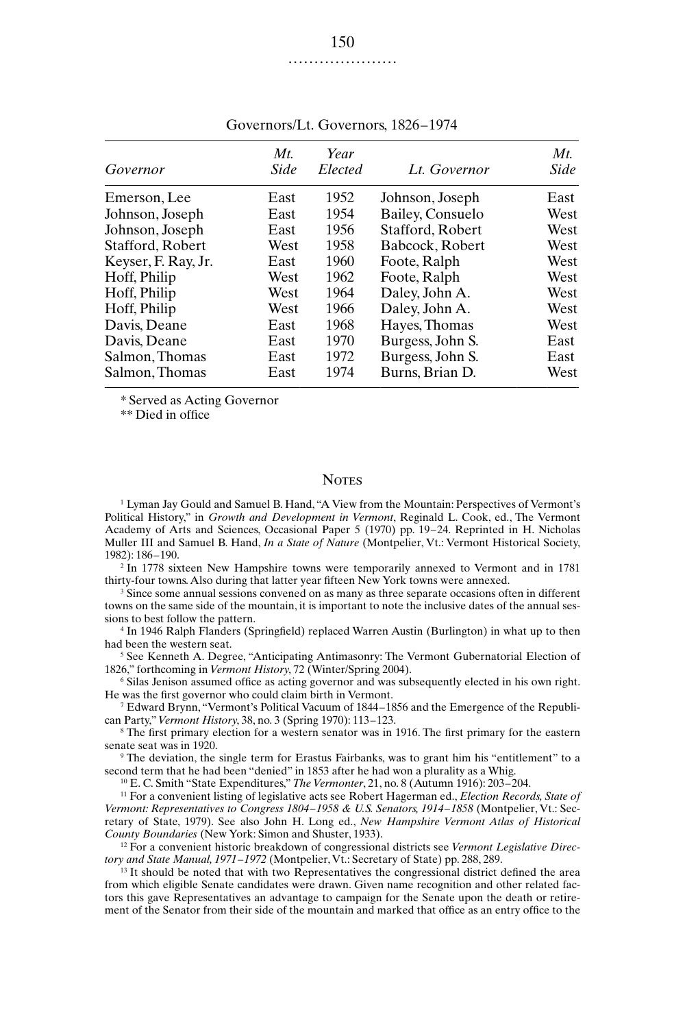Governors/Lt. Governors, 1826–1974

| Governor | Mt. Side | Year Elected | Lt. Governor | Mt. Side |
|---|---|---|---|---|
| Emerson, Lee | East | 1952 | Johnson, Joseph | East |
| Johnson, Joseph | East | 1954 | Bailey, Consuelo | West |
| Johnson, Joseph | East | 1956 | Stafford, Robert | West |
| Stafford, Robert | West | 1958 | Babcock, Robert | West |
| Keyser, F. Ray, Jr. | East | 1960 | Foote, Ralph | West |
| Hoff, Philip | West | 1962 | Foote, Ralph | West |
| Hoff, Philip | West | 1964 | Daley, John A. | West |
| Hoff, Philip | West | 1966 | Daley, John A. | West |
| Davis, Deane | East | 1968 | Hayes, Thomas | West |
| Davis, Deane | East | 1970 | Burgess, John S. | East |
| Salmon, Thomas | East | 1972 | Burgess, John S. | East |
| Salmon, Thomas | East | 1974 | Burns, Brian D. | West |

\* Served as Acting Governor

\*\* Died in office

## Notes

[1] Lyman Jay Gould and Samuel B. Hand, "A View from the Mountain: Perspectives of Vermont's Political History," in *Growth and Development in Vermont*, Reginald L. Cook, ed., The Vermont Academy of Arts and Sciences, Occasional Paper 5 (1970) pp. 19–24. Reprinted in H. Nicholas Muller III and Samuel B. Hand, *In a State of Nature* (Montpelier, Vt.: Vermont Historical Society, 1982): 186–190.

[2] In 1778 sixteen New Hampshire towns were temporarily annexed to Vermont and in 1781 thirty-four towns. Also during that latter year fifteen New York towns were annexed.

[3] Since some annual sessions convened on as many as three separate occasions often in different towns on the same side of the mountain, it is important to note the inclusive dates of the annual sessions to best follow the pattern.

[4] In 1946 Ralph Flanders (Springfield) replaced Warren Austin (Burlington) in what up to then had been the western seat.

[5] See Kenneth A. Degree, "Anticipating Antimasonry: The Vermont Gubernatorial Election of 1826," forthcoming in *Vermont History*, 72 (Winter/Spring 2004).

[6] Silas Jenison assumed office as acting governor and was subsequently elected in his own right. He was the first governor who could claim birth in Vermont.

[7] Edward Brynn, "Vermont's Political Vacuum of 1844–1856 and the Emergence of the Republican Party," *Vermont History*, 38, no. 3 (Spring 1970): 113–123.

[8] The first primary election for a western senator was in 1916. The first primary for the eastern senate seat was in 1920.

[9] The deviation, the single term for Erastus Fairbanks, was to grant him his "entitlement" to a second term that he had been "denied" in 1853 after he had won a plurality as a Whig.

[10] E. C. Smith "State Expenditures," *The Vermonter*, 21, no. 8 (Autumn 1916): 203–204.

[11] For a convenient listing of legislative acts see Robert Hagerman ed., *Election Records, State of Vermont: Representatives to Congress 1804–1958 & U.S. Senators, 1914–1858* (Montpelier, Vt.: Secretary of State, 1979). See also John H. Long ed., *New Hampshire Vermont Atlas of Historical County Boundaries* (New York: Simon and Shuster, 1933).

[12] For a convenient historic breakdown of congressional districts see *Vermont Legislative Directory and State Manual, 1971–1972* (Montpelier, Vt.: Secretary of State) pp. 288, 289.

[13] It should be noted that with two Representatives the congressional district defined the area from which eligible Senate candidates were drawn. Given name recognition and other related factors this gave Representatives an advantage to campaign for the Senate upon the death or retirement of the Senator from their side of the mountain and marked that office as an entry office to the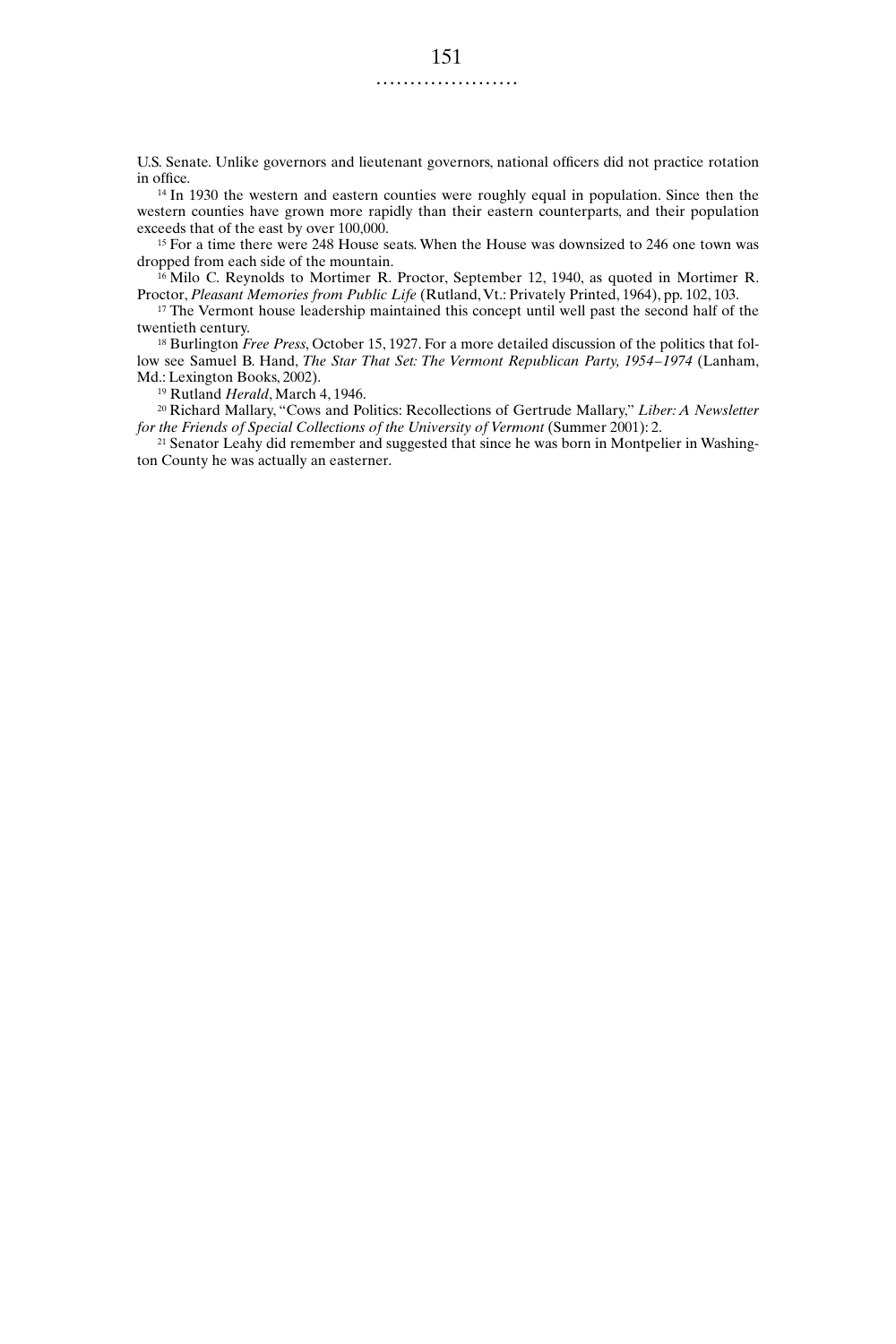U.S. Senate. Unlike governors and lieutenant governors, national officers did not practice rotation in office.

[14] In 1930 the western and eastern counties were roughly equal in population. Since then the western counties have grown more rapidly than their eastern counterparts, and their population exceeds that of the east by over 100,000.

[15] For a time there were 248 House seats. When the House was downsized to 246 one town was dropped from each side of the mountain.

[16] Milo C. Reynolds to Mortimer R. Proctor, September 12, 1940, as quoted in Mortimer R. Proctor, *Pleasant Memories from Public Life* (Rutland, Vt.: Privately Printed, 1964), pp. 102, 103.

[17] The Vermont house leadership maintained this concept until well past the second half of the twentieth century.

[18] Burlington *Free Press*, October 15, 1927. For a more detailed discussion of the politics that follow see Samuel B. Hand, *The Star That Set: The Vermont Republican Party, 1954–1974* (Lanham, Md.: Lexington Books, 2002).

[19] Rutland *Herald*, March 4, 1946.

[20] Richard Mallary, "Cows and Politics: Recollections of Gertrude Mallary," *Liber: A Newsletter for the Friends of Special Collections of the University of Vermont* (Summer 2001): 2.

[21] Senator Leahy did remember and suggested that since he was born in Montpelier in Washington County he was actually an easterner.